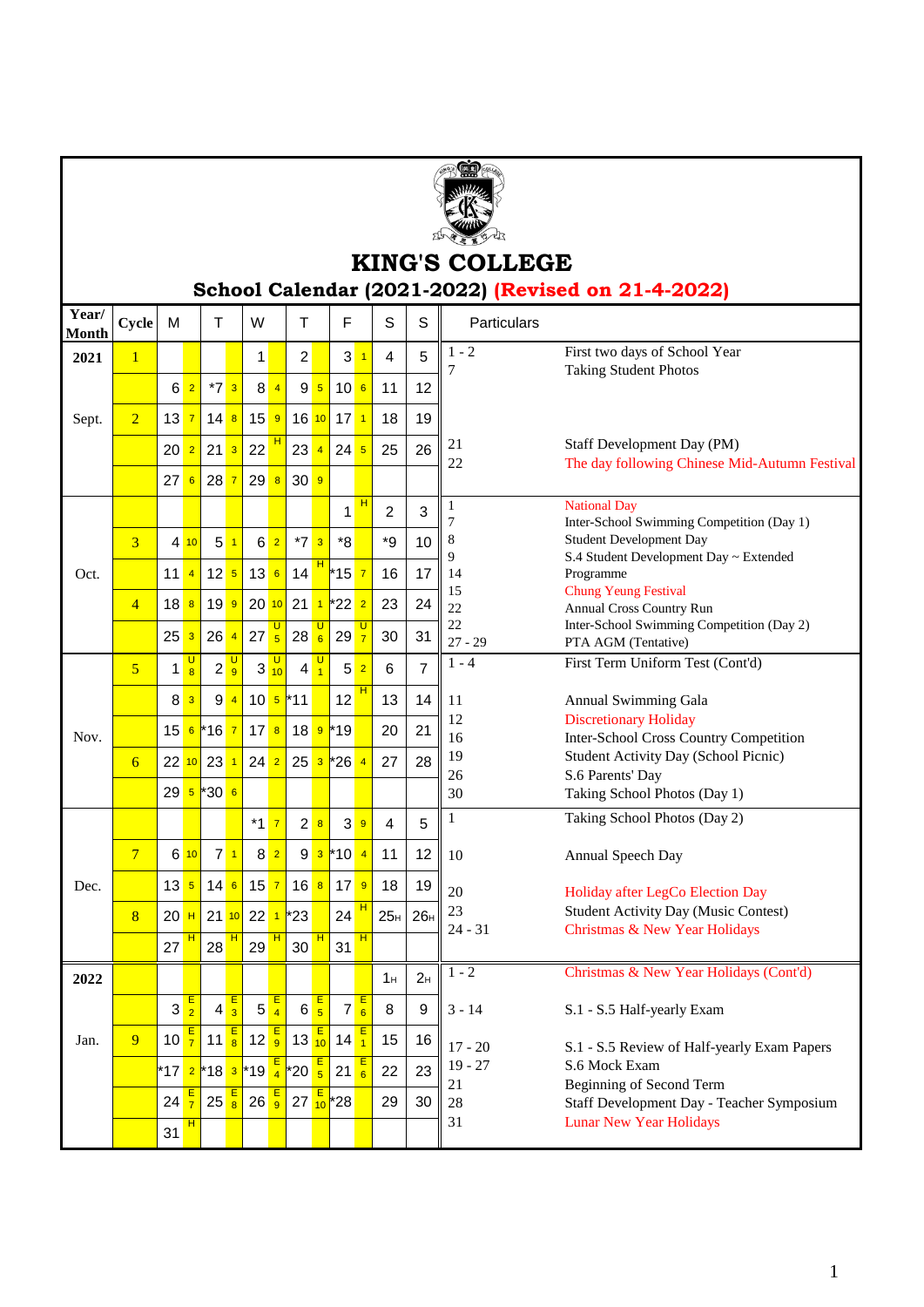# KING'S COLLEGE

## School Calendar (2021-2022) (Revised on 21-4-2022)

| Year/ Month | Cycle | M | | T | | W | | T | | F | | S | S | Particulars | |
|---|---|---|---|---|---|---|---|---|---|---|---|---|---|---|---|
| **2021** | 1 | | | | | 1 | | 2 | | 3 | 1 | 4 | 5 | 1 - 2 | First two days of School Year |
| | | 6 | 2 | *7 | 3 | 8 | 4 | 9 | 5 | 10 | 6 | 11 | 12 | 7 | Taking Student Photos |
| Sept. | 2 | 13 | 7 | 14 | 8 | 15 | 9 | 16 | 10 | 17 | 1 | 18 | 19 | | |
| | | 20 | 2 | 21 | 3 | 22 | H | 23 | 4 | 24 | 5 | 25 | 26 | 21 | Staff Development Day (PM) |
| | | 27 | 6 | 28 | 7 | 29 | 8 | 30 | 9 | | | | | 22 | The day following Chinese Mid-Autumn Festival |
| | | | | | | | | | | 1 | H | 2 | 3 | 1 | National Day |
| | 3 | 4 | 10 | 5 | 1 | 6 | 2 | *7 | 3 | *8 | | *9 | 10 | 7 | Inter-School Swimming Competition (Day 1) |
| Oct. | | 11 | 4 | 12 | 5 | 13 | 6 | 14 | H | *15 | 7 | 16 | 17 | 8 | Student Development Day |
| | 4 | 18 | 8 | 19 | 9 | 20 | 10 | 21 | 1 | *22 | 2 | 23 | 24 | 9 | S.4 Student Development Day ~ Extended Programme |
| | | 25 | 3 | 26 | 4 | 27 | U 5 | 28 | U 6 | 29 | U 7 | 30 | 31 | 14 | Chung Yeung Festival |
| | | | | | | | | | | | | | | 15 | Annual Cross Country Run |
| | | | | | | | | | | | | | | 22 | Inter-School Swimming Competition (Day 2) |
| | | | | | | | | | | | | | | 22 | PTA AGM (Tentative) |
| | | | | | | | | | | | | | | 27 - 29 | First Term Uniform Test |
| | 5 | 1 | U 8 | 2 | U 9 | 3 | U 10 | 4 | U 1 | 5 | 2 | 6 | 7 | 1 - 4 | First Term Uniform Test (Cont'd) |
| | | 8 | 3 | 9 | 4 | 10 | 5 | *11 | | 12 | H | 13 | 14 | 11 | Annual Swimming Gala |
| Nov. | | 15 | 6 | *16 | 7 | 17 | 8 | 18 | 9 | *19 | | 20 | 21 | 12 | Discretionary Holiday |
| | 6 | 22 | 10 | 23 | 1 | 24 | 2 | 25 | 3 | *26 | 4 | 27 | 28 | 16 | Inter-School Cross Country Competition |
| | | 29 | 5 | *30 | 6 | | | | | | | | | 19 | Student Activity Day (School Picnic) |
| | | | | | | | | | | | | | | 26 | S.6 Parents' Day |
| | | | | | | | | | | | | | | 30 | Taking School Photos (Day 1) |
| | | | | | | *1 | 7 | 2 | 8 | 3 | 9 | 4 | 5 | 1 | Taking School Photos (Day 2) |
| | 7 | 6 | 10 | 7 | 1 | 8 | 2 | 9 | 3 | *10 | 4 | 11 | 12 | 10 | Annual Speech Day |
| Dec. | | 13 | 5 | 14 | 6 | 15 | 7 | 16 | 8 | 17 | 9 | 18 | 19 | 20 | Holiday after LegCo Election Day |
| | 8 | 20 | H | 21 | 10 | 22 | 1 | *23 | | 24 | H | 25H | 26H | 23 | Student Activity Day (Music Contest) |
| | | 27 | H | 28 | H | 29 | H | 30 | H | 31 | H | | | 24 - 31 | Christmas & New Year Holidays |
| **2022** | | | | | | | | | | | | 1H | 2H | 1 - 2 | Christmas & New Year Holidays (Cont'd) |
| | | 3 | E 2 | 4 | E 3 | 5 | E 4 | 6 | E 5 | 7 | E 6 | 8 | 9 | 3 - 14 | S.1 - S.5 Half-yearly Exam |
| Jan. | 9 | 10 | E 7 | 11 | E 8 | 12 | E 9 | 13 | E 10 | 14 | E 1 | 15 | 16 | 17 - 20 | S.1 - S.5 Review of Half-yearly Exam Papers |
| | | *17 | 2 | *18 | 3 | *19 | E 4 | *20 | E 5 | 21 | E 6 | 22 | 23 | 19 - 27 | S.6 Mock Exam |
| | | 24 | E 7 | 25 | E 8 | 26 | E 9 | 27 | E 10 | *28 | | 29 | 30 | 21 | Beginning of Second Term |
| | | 31 | H | | | | | | | | | | | 28 | Staff Development Day - Teacher Symposium |
| | | | | | | | | | | | | | | 31 | Lunar New Year Holidays |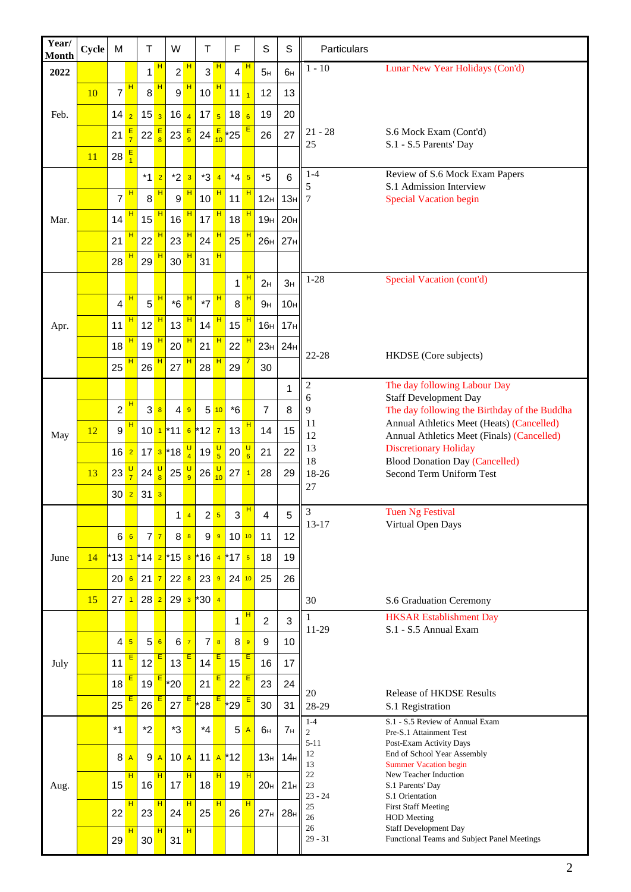| Year/ Month | Cycle | M | T | W | T | F | S | S | Particulars | |
|---|---|---|---|---|---|---|---|---|---|---|
| 2022 | | | 1 H | 2 H | 3 H | 4 H | 5H | 6H | 1 - 10 | Lunar New Year Holidays (Con'd) |
| | 10 | 7 H | 8 H | 9 H | 10 H | 11 1 | 12 | 13 | | |
| Feb. | | 14 2 | 15 3 | 16 4 | 17 5 | 18 6 | 19 | 20 | | |
| | | 21 E 7 | 22 E 8 | 23 E 9 | 24 E 10 | *25 E | 26 | 27 | 21 - 28<br>25 | S.6 Mock Exam (Cont'd)<br>S.1 - S.5 Parents' Day |
| | 11 | 28 E 1 | | | | | | | | |
| | | | *1 2 | *2 3 | *3 4 | *4 5 | *5 | 6 | 1-4<br>5<br>7 | Review of S.6 Mock Exam Papers<br>S.1 Admission Interview<br>Special Vacation begin |
| | | 7 H | 8 H | 9 H | 10 H | 11 H | 12H | 13H | | |
| Mar. | | 14 H | 15 H | 16 H | 17 H | 18 H | 19H | 20H | | |
| | | 21 H | 22 H | 23 H | 24 H | 25 H | 26H | 27H | | |
| | | 28 H | 29 H | 30 H | 31 H | | | | | |
| | | | | | | 1 H | 2H | 3H | 1-28 | Special Vacation (cont'd) |
| | | 4 H | 5 H | *6 H | *7 H | 8 H | 9H | 10H | | |
| Apr. | | 11 H | 12 H | 13 H | 14 H | 15 H | 16H | 17H | | |
| | | 18 H | 19 H | 20 H | 21 H | 22 H | 23H | 24H | | |
| | | 25 H | 26 H | 27 H | 28 H | 29 7 | 30 | | 22-28 | HKDSE (Core subjects) |
| | | | | | | | | 1 | 2<br>6 | The day following Labour Day<br>Staff Development Day |
| | | 2 H | 3 8 | 4 9 | 5 10 | *6 | 7 | 8 | 9 | The day following the Birthday of the Buddha |
| May | 12 | 9 H | 10 1 | *11 6 | *12 7 | 13 H | 14 | 15 | 11<br>12 | Annual Athletics Meet (Heats) (Cancelled)<br>Annual Athletics Meet (Finals) (Cancelled) |
| | | 16 2 | 17 3 | *18 U 4 | 19 U 5 | 20 U 6 | 21 | 22 | 13<br>18 | Discretionary Holiday<br>Blood Donation Day (Cancelled) |
| | 13 | 23 U 7 | 24 U 8 | 25 U 9 | 26 U 10 | 27 1 | 28 | 29 | 18-26<br>27 | Second Term Uniform Test |
| | | 30 2 | 31 3 | | | | | | | |
| | | | | 1 4 | 2 5 | 3 H | 4 | 5 | 3<br>13-17 | Tuen Ng Festival<br>Virtual Open Days |
| | | 6 6 | 7 7 | 8 8 | 9 9 | 10 10 | 11 | 12 | | |
| June | 14 | *13 1 | *14 2 | *15 3 | *16 4 | *17 5 | 18 | 19 | | |
| | | 20 6 | 21 7 | 22 8 | 23 9 | 24 10 | 25 | 26 | | |
| | 15 | 27 1 | 28 2 | 29 3 | *30 4 | | | | 30 | S.6 Graduation Ceremony |
| | | | | | | 1 H | 2 | 3 | 1<br>11-29 | HKSAR Establishment Day<br>S.1 - S.5 Annual Exam |
| | | 4 5 | 5 6 | 6 7 | 7 8 | 8 9 | 9 | 10 | | |
| July | | 11 E | 12 E | 13 E | 14 E | 15 E | 16 | 17 | | |
| | | 18 E | 19 E | *20 | 21 E | 22 E | 23 | 24 | 20 | Release of HKDSE Results |
| | | 25 E | 26 E | 27 E | *28 E | *29 E | 30 | 31 | 28-29 | S.1 Registration |
| | | *1 | *2 | *3 | *4 | 5 A | 6H | 7H | 1-4<br>2<br>5-11 | S.1 - S.5 Review of Annual Exam<br>Pre-S.1 Attainment Test<br>Post-Exam Activity Days |
| | | 8 A | 9 A | 10 A | 11 A | *12 | 13H | 14H | 12<br>13 | End of School Year Assembly<br>Summer Vacation begin |
| Aug. | | 15 H | 16 H | 17 H | 18 H | 19 H | 20H | 21H | 22<br>23<br>23 - 24 | New Teacher Induction<br>S.1 Parents' Day<br>S.1 Orientation |
| | | 22 H | 23 H | 24 H | 25 H | 26 H | 27H | 28H | 25<br>26 | First Staff Meeting<br>HOD Meeting |
| | | 29 H | 30 H | 31 H | | | | | 26<br>29 - 31 | Staff Development Day<br>Functional Teams and Subject Panel Meetings |